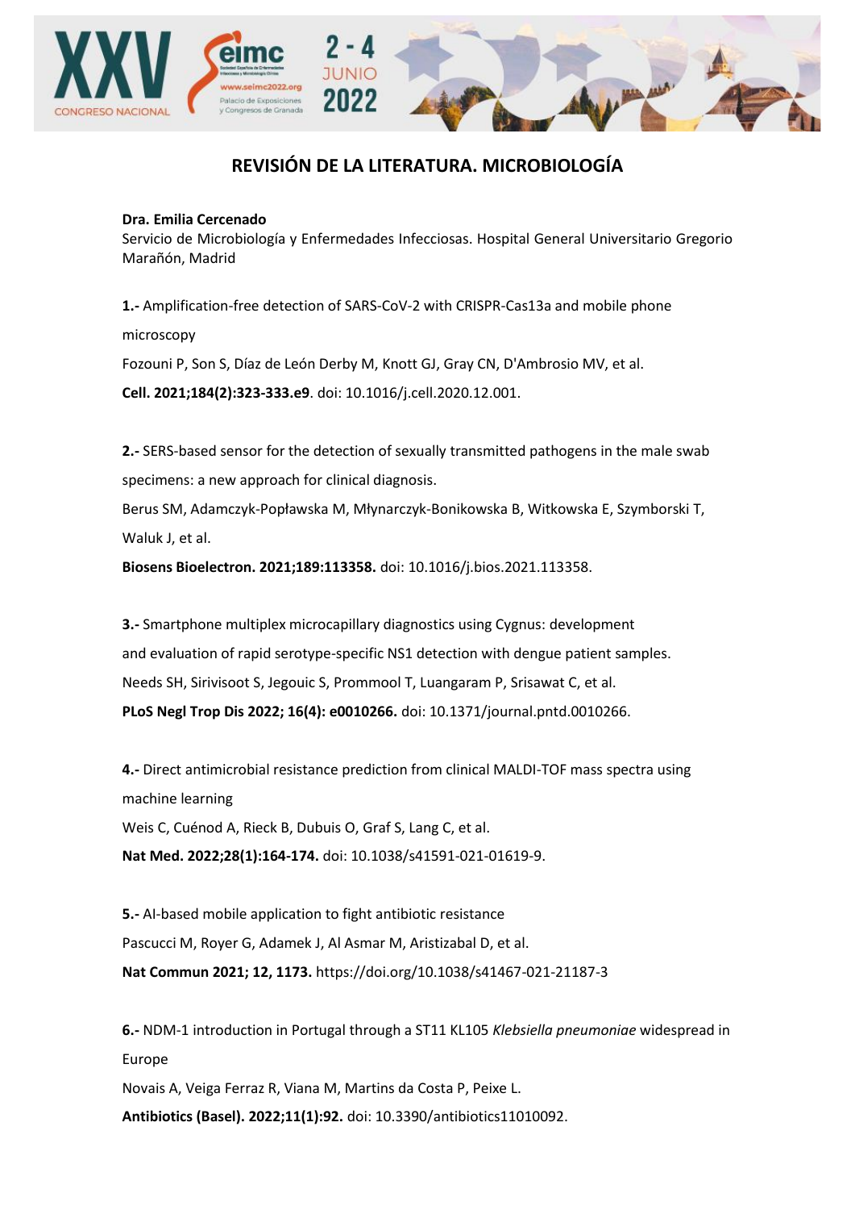# REVISIÓN DE LA LITERATURA. MICROBIOLOGÍA

**Dra. Emilia Cercenado**
Servicio de Microbiología y Enfermedades Infecciosas. Hospital General Universitario Gregorio Marañón, Madrid

**1.-** Amplification-free detection of SARS-CoV-2 with CRISPR-Cas13a and mobile phone microscopy
Fozouni P, Son S, Díaz de León Derby M, Knott GJ, Gray CN, D'Ambrosio MV, et al.
**Cell. 2021;184(2):323-333.e9**. doi: 10.1016/j.cell.2020.12.001.

**2.-** SERS-based sensor for the detection of sexually transmitted pathogens in the male swab specimens: a new approach for clinical diagnosis.
Berus SM, Adamczyk-Popławska M, Młynarczyk-Bonikowska B, Witkowska E, Szymborski T, Waluk J, et al.
**Biosens Bioelectron. 2021;189:113358.** doi: 10.1016/j.bios.2021.113358.

**3.-** Smartphone multiplex microcapillary diagnostics using Cygnus: development and evaluation of rapid serotype-specific NS1 detection with dengue patient samples.
Needs SH, Sirivisoot S, Jegouic S, Prommool T, Luangaram P, Srisawat C, et al.
**PLoS Negl Trop Dis 2022; 16(4): e0010266.** doi: 10.1371/journal.pntd.0010266.

**4.-** Direct antimicrobial resistance prediction from clinical MALDI-TOF mass spectra using machine learning
Weis C, Cuénod A, Rieck B, Dubuis O, Graf S, Lang C, et al.
**Nat Med. 2022;28(1):164-174.** doi: 10.1038/s41591-021-01619-9.

**5.-** AI-based mobile application to fight antibiotic resistance
Pascucci M, Royer G, Adamek J, Al Asmar M, Aristizabal D, et al.
**Nat Commun 2021; 12, 1173.** https://doi.org/10.1038/s41467-021-21187-3

**6.-** NDM-1 introduction in Portugal through a ST11 KL105 *Klebsiella pneumoniae* widespread in Europe
Novais A, Veiga Ferraz R, Viana M, Martins da Costa P, Peixe L.
**Antibiotics (Basel). 2022;11(1):92.** doi: 10.3390/antibiotics11010092.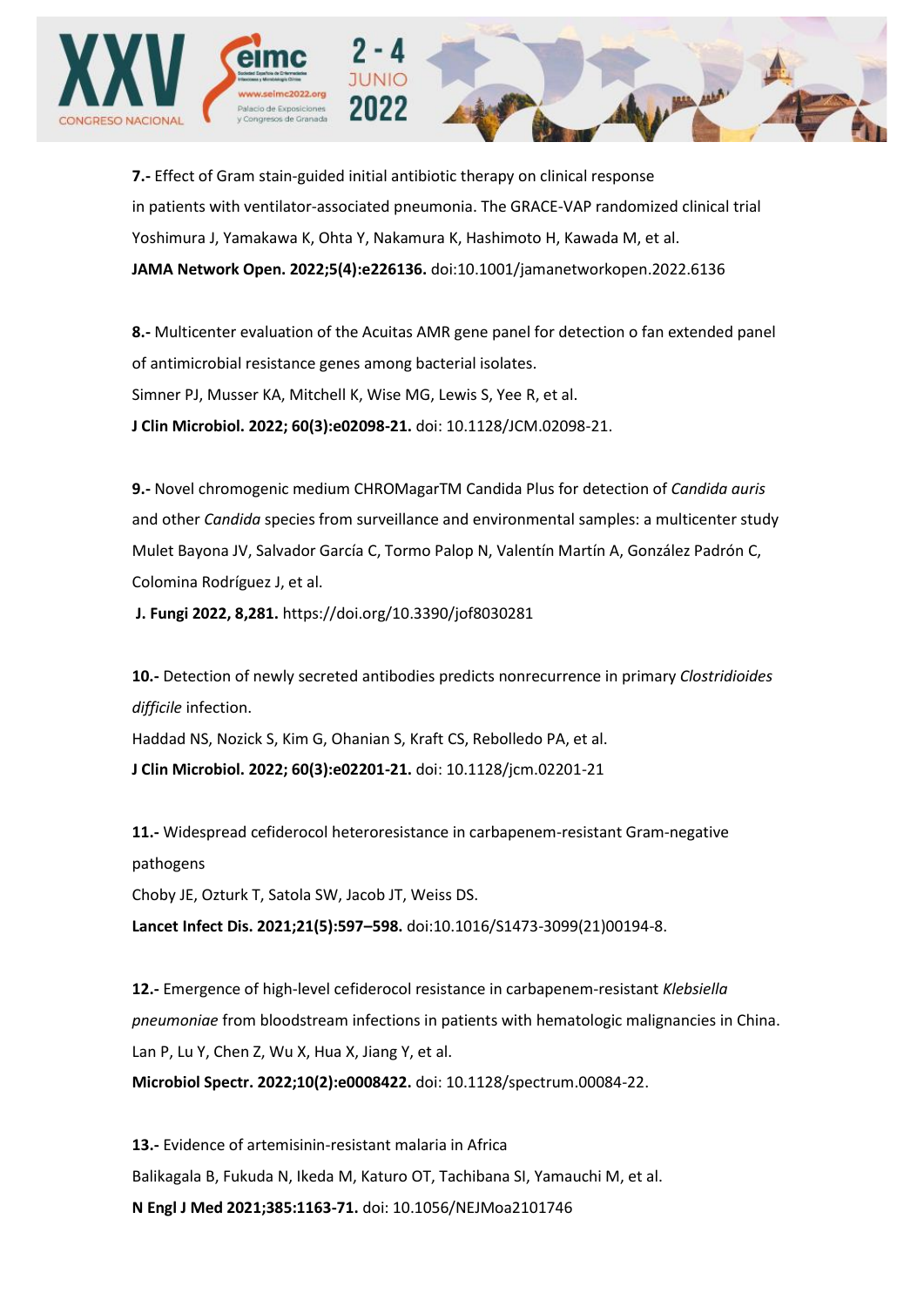**7.-** Effect of Gram stain-guided initial antibiotic therapy on clinical response in patients with ventilator-associated pneumonia. The GRACE-VAP randomized clinical trial

Yoshimura J, Yamakawa K, Ohta Y, Nakamura K, Hashimoto H, Kawada M, et al.

**JAMA Network Open. 2022;5(4):e226136.** doi:10.1001/jamanetworkopen.2022.6136

**8.-** Multicenter evaluation of the Acuitas AMR gene panel for detection o fan extended panel of antimicrobial resistance genes among bacterial isolates.

Simner PJ, Musser KA, Mitchell K, Wise MG, Lewis S, Yee R, et al.

**J Clin Microbiol. 2022; 60(3):e02098-21.** doi: 10.1128/JCM.02098-21.

**9.-** Novel chromogenic medium CHROMagarTM Candida Plus for detection of *Candida auris* and other *Candida* species from surveillance and environmental samples: a multicenter study

Mulet Bayona JV, Salvador García C, Tormo Palop N, Valentín Martín A, González Padrón C, Colomina Rodríguez J, et al.

**J. Fungi 2022, 8,281.** https://doi.org/10.3390/jof8030281

**10.-** Detection of newly secreted antibodies predicts nonrecurrence in primary *Clostridioides difficile* infection.

Haddad NS, Nozick S, Kim G, Ohanian S, Kraft CS, Rebolledo PA, et al.

**J Clin Microbiol. 2022; 60(3):e02201-21.** doi: 10.1128/jcm.02201-21

**11.-** Widespread cefiderocol heteroresistance in carbapenem-resistant Gram-negative pathogens

Choby JE, Ozturk T, Satola SW, Jacob JT, Weiss DS.

**Lancet Infect Dis. 2021;21(5):597–598.** doi:10.1016/S1473-3099(21)00194-8.

**12.-** Emergence of high-level cefiderocol resistance in carbapenem-resistant *Klebsiella pneumoniae* from bloodstream infections in patients with hematologic malignancies in China.

Lan P, Lu Y, Chen Z, Wu X, Hua X, Jiang Y, et al.

**Microbiol Spectr. 2022;10(2):e0008422.** doi: 10.1128/spectrum.00084-22.

**13.-** Evidence of artemisinin-resistant malaria in Africa

Balikagala B, Fukuda N, Ikeda M, Katuro OT, Tachibana SI, Yamauchi M, et al.

**N Engl J Med 2021;385:1163-71.** doi: 10.1056/NEJMoa2101746